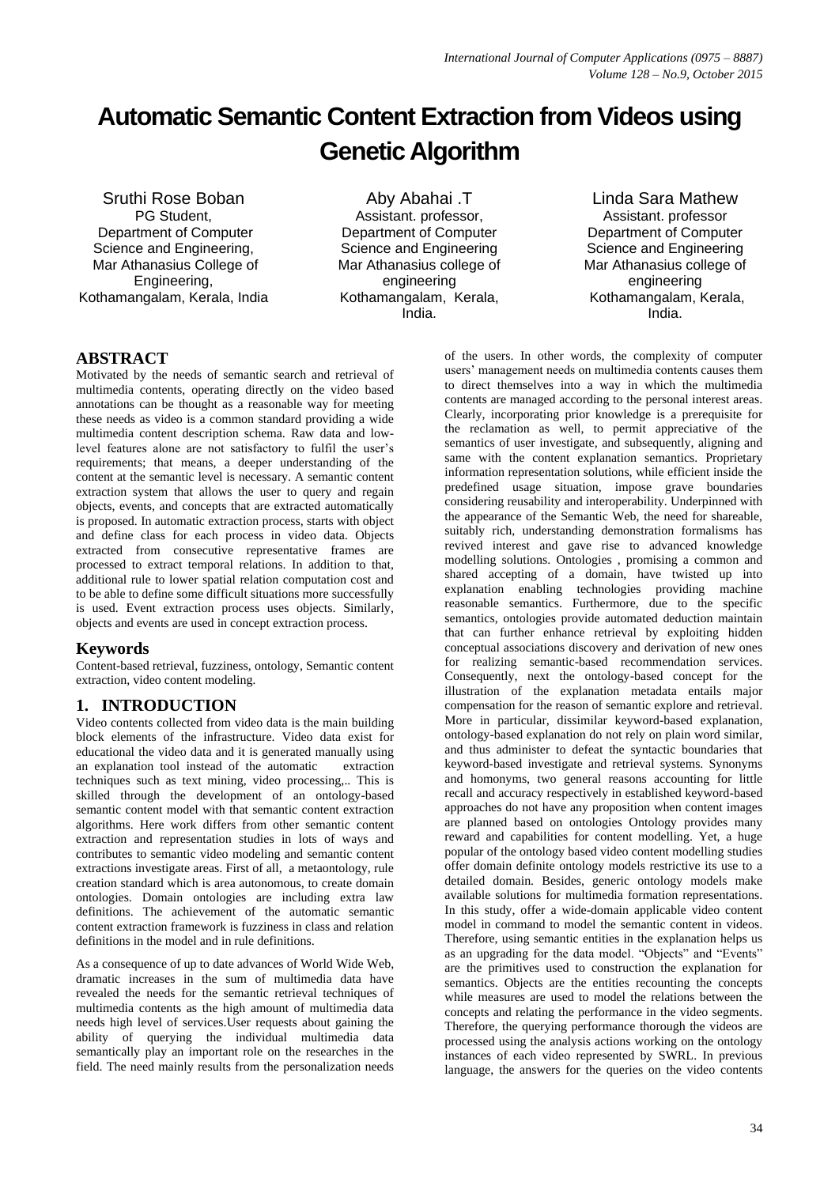# Automatic Semantic Content Extraction from Videos using Genetic Algorithm

Sruthi Rose Boban
PG Student,
Department of Computer Science and Engineering,
Mar Athanasius College of Engineering,
Kothamangalam, Kerala, India

Aby Abahai .T
Assistant. professor,
Department of Computer Science and Engineering
Mar Athanasius college of engineering
Kothamangalam, Kerala, India.

Linda Sara Mathew
Assistant. professor
Department of Computer Science and Engineering
Mar Athanasius college of engineering
Kothamangalam, Kerala, India.

## ABSTRACT

Motivated by the needs of semantic search and retrieval of multimedia contents, operating directly on the video based annotations can be thought as a reasonable way for meeting these needs as video is a common standard providing a wide multimedia content description schema. Raw data and low-level features alone are not satisfactory to fulfil the user's requirements; that means, a deeper understanding of the content at the semantic level is necessary. A semantic content extraction system that allows the user to query and regain objects, events, and concepts that are extracted automatically is proposed. In automatic extraction process, starts with object and define class for each process in video data. Objects extracted from consecutive representative frames are processed to extract temporal relations. In addition to that, additional rule to lower spatial relation computation cost and to be able to define some difficult situations more successfully is used. Event extraction process uses objects. Similarly, objects and events are used in concept extraction process.

## Keywords

Content-based retrieval, fuzziness, ontology, Semantic content extraction, video content modeling.

## 1. INTRODUCTION

Video contents collected from video data is the main building block elements of the infrastructure. Video data exist for educational the video data and it is generated manually using an explanation tool instead of the automatic extraction techniques such as text mining, video processing,.. This is skilled through the development of an ontology-based semantic content model with that semantic content extraction algorithms. Here work differs from other semantic content extraction and representation studies in lots of ways and contributes to semantic video modeling and semantic content extractions investigate areas. First of all, a metaontology, rule creation standard which is area autonomous, to create domain ontologies. Domain ontologies are including extra law definitions. The achievement of the automatic semantic content extraction framework is fuzziness in class and relation definitions in the model and in rule definitions.

As a consequence of up to date advances of World Wide Web, dramatic increases in the sum of multimedia data have revealed the needs for the semantic retrieval techniques of multimedia contents as the high amount of multimedia data needs high level of services.User requests about gaining the ability of querying the individual multimedia data semantically play an important role on the researches in the field. The need mainly results from the personalization needs of the users. In other words, the complexity of computer users' management needs on multimedia contents causes them to direct themselves into a way in which the multimedia contents are managed according to the personal interest areas. Clearly, incorporating prior knowledge is a prerequisite for the reclamation as well, to permit appreciative of the semantics of user investigate, and subsequently, aligning and same with the content explanation semantics. Proprietary information representation solutions, while efficient inside the predefined usage situation, impose grave boundaries considering reusability and interoperability. Underpinned with the appearance of the Semantic Web, the need for shareable, suitably rich, understanding demonstration formalisms has revived interest and gave rise to advanced knowledge modelling solutions. Ontologies , promising a common and shared accepting of a domain, have twisted up into explanation enabling technologies providing machine reasonable semantics. Furthermore, due to the specific semantics, ontologies provide automated deduction maintain that can further enhance retrieval by exploiting hidden conceptual associations discovery and derivation of new ones for realizing semantic-based recommendation services. Consequently, next the ontology-based concept for the illustration of the explanation metadata entails major compensation for the reason of semantic explore and retrieval. More in particular, dissimilar keyword-based explanation, ontology-based explanation do not rely on plain word similar, and thus administer to defeat the syntactic boundaries that keyword-based investigate and retrieval systems. Synonyms and homonyms, two general reasons accounting for little recall and accuracy respectively in established keyword-based approaches do not have any proposition when content images are planned based on ontologies Ontology provides many reward and capabilities for content modelling. Yet, a huge popular of the ontology based video content modelling studies offer domain definite ontology models restrictive its use to a detailed domain. Besides, generic ontology models make available solutions for multimedia formation representations. In this study, offer a wide-domain applicable video content model in command to model the semantic content in videos. Therefore, using semantic entities in the explanation helps us as an upgrading for the data model. "Objects" and "Events" are the primitives used to construction the explanation for semantics. Objects are the entities recounting the concepts while measures are used to model the relations between the concepts and relating the performance in the video segments. Therefore, the querying performance thorough the videos are processed using the analysis actions working on the ontology instances of each video represented by SWRL. In previous language, the answers for the queries on the video contents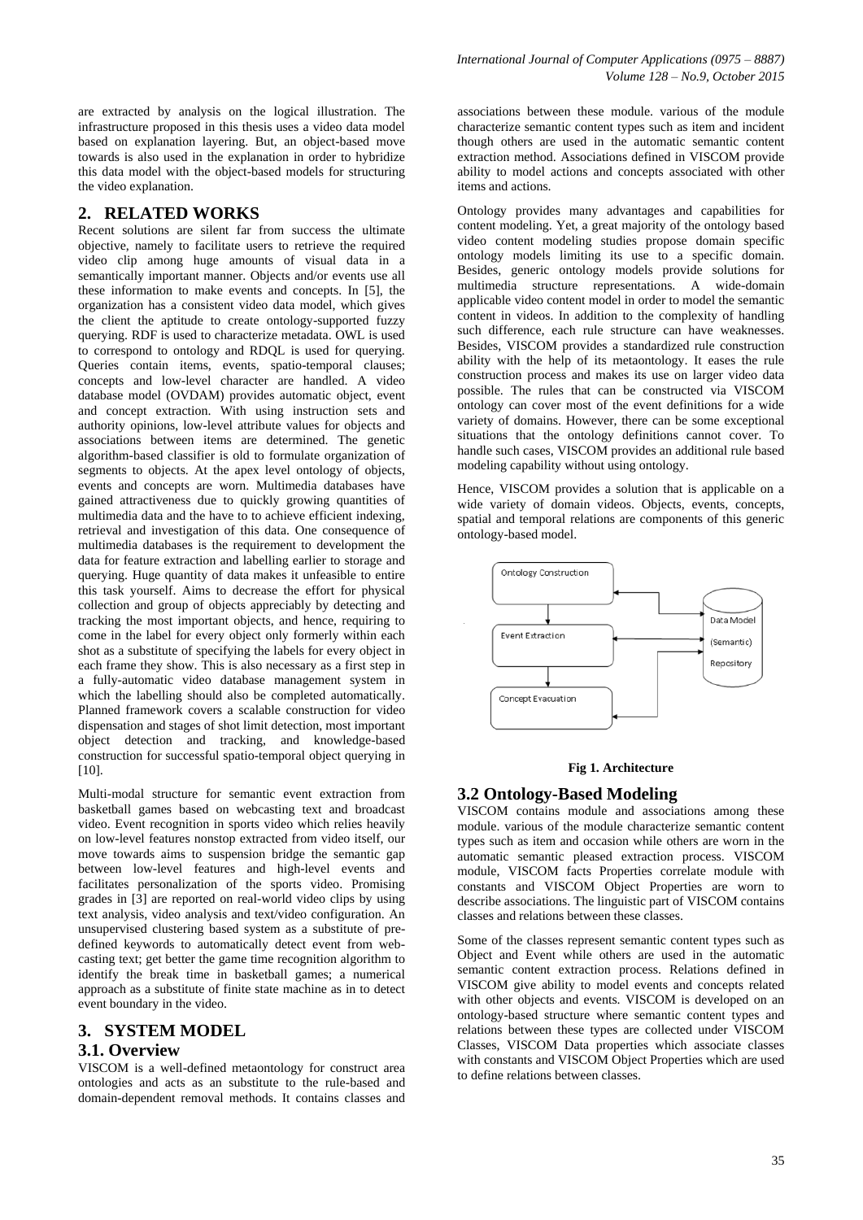are extracted by analysis on the logical illustration. The infrastructure proposed in this thesis uses a video data model based on explanation layering. But, an object-based move towards is also used in the explanation in order to hybridize this data model with the object-based models for structuring the video explanation.

## 2. RELATED WORKS

Recent solutions are silent far from success the ultimate objective, namely to facilitate users to retrieve the required video clip among huge amounts of visual data in a semantically important manner. Objects and/or events use all these information to make events and concepts. In [5], the organization has a consistent video data model, which gives the client the aptitude to create ontology-supported fuzzy querying. RDF is used to characterize metadata. OWL is used to correspond to ontology and RDQL is used for querying. Queries contain items, events, spatio-temporal clauses; concepts and low-level character are handled. A video database model (OVDAM) provides automatic object, event and concept extraction. With using instruction sets and authority opinions, low-level attribute values for objects and associations between items are determined. The genetic algorithm-based classifier is old to formulate organization of segments to objects. At the apex level ontology of objects, events and concepts are worn. Multimedia databases have gained attractiveness due to quickly growing quantities of multimedia data and the have to to achieve efficient indexing, retrieval and investigation of this data. One consequence of multimedia databases is the requirement to development the data for feature extraction and labelling earlier to storage and querying. Huge quantity of data makes it unfeasible to entire this task yourself. Aims to decrease the effort for physical collection and group of objects appreciably by detecting and tracking the most important objects, and hence, requiring to come in the label for every object only formerly within each shot as a substitute of specifying the labels for every object in each frame they show. This is also necessary as a first step in a fully-automatic video database management system in which the labelling should also be completed automatically. Planned framework covers a scalable construction for video dispensation and stages of shot limit detection, most important object detection and tracking, and knowledge-based construction for successful spatio-temporal object querying in [10].

Multi-modal structure for semantic event extraction from basketball games based on webcasting text and broadcast video. Event recognition in sports video which relies heavily on low-level features nonstop extracted from video itself, our move towards aims to suspension bridge the semantic gap between low-level features and high-level events and facilitates personalization of the sports video. Promising grades in [3] are reported on real-world video clips by using text analysis, video analysis and text/video configuration. An unsupervised clustering based system as a substitute of pre-defined keywords to automatically detect event from web-casting text; get better the game time recognition algorithm to identify the break time in basketball games; a numerical approach as a substitute of finite state machine as in to detect event boundary in the video.

## 3. SYSTEM MODEL

### 3.1. Overview

VISCOM is a well-defined metaontology for construct area ontologies and acts as an substitute to the rule-based and domain-dependent removal methods. It contains classes and associations between these module. various of the module characterize semantic content types such as item and incident though others are used in the automatic semantic content extraction method. Associations defined in VISCOM provide ability to model actions and concepts associated with other items and actions.

Ontology provides many advantages and capabilities for content modeling. Yet, a great majority of the ontology based video content modeling studies propose domain specific ontology models limiting its use to a specific domain. Besides, generic ontology models provide solutions for multimedia structure representations. A wide-domain applicable video content model in order to model the semantic content in videos. In addition to the complexity of handling such difference, each rule structure can have weaknesses. Besides, VISCOM provides a standardized rule construction ability with the help of its metaontology. It eases the rule construction process and makes its use on larger video data possible. The rules that can be constructed via VISCOM ontology can cover most of the event definitions for a wide variety of domains. However, there can be some exceptional situations that the ontology definitions cannot cover. To handle such cases, VISCOM provides an additional rule based modeling capability without using ontology.

Hence, VISCOM provides a solution that is applicable on a wide variety of domain videos. Objects, events, concepts, spatial and temporal relations are components of this generic ontology-based model.

**Fig 1. Architecture**

### 3.2 Ontology-Based Modeling

VISCOM contains module and associations among these module. various of the module characterize semantic content types such as item and occasion while others are worn in the automatic semantic pleased extraction process. VISCOM module, VISCOM facts Properties correlate module with constants and VISCOM Object Properties are worn to describe associations. The linguistic part of VISCOM contains classes and relations between these classes.

Some of the classes represent semantic content types such as Object and Event while others are used in the automatic semantic content extraction process. Relations defined in VISCOM give ability to model events and concepts related with other objects and events. VISCOM is developed on an ontology-based structure where semantic content types and relations between these types are collected under VISCOM Classes, VISCOM Data properties which associate classes with constants and VISCOM Object Properties which are used to define relations between classes.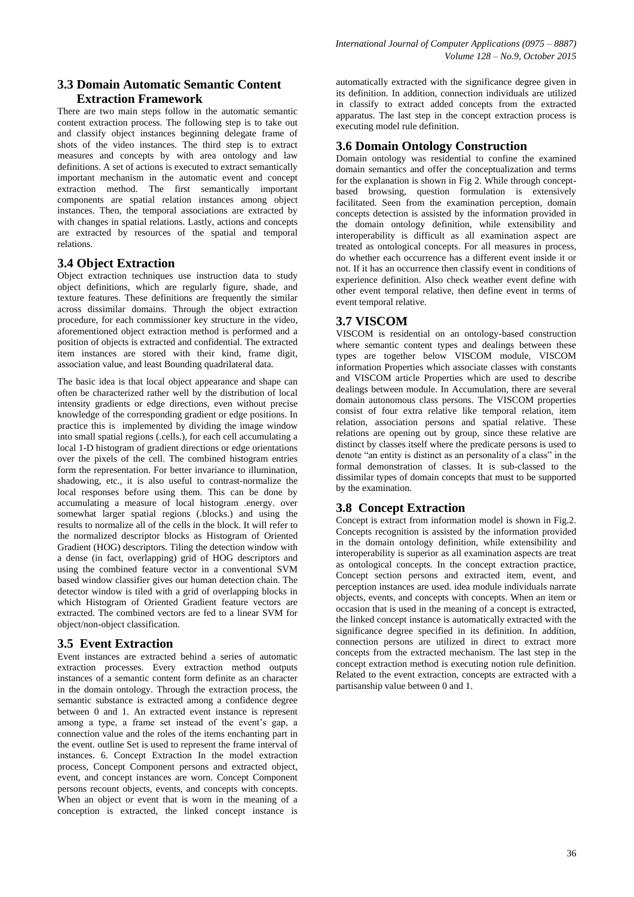### 3.3 Domain Automatic Semantic Content Extraction Framework

There are two main steps follow in the automatic semantic content extraction process. The following step is to take out and classify object instances beginning delegate frame of shots of the video instances. The third step is to extract measures and concepts by with area ontology and law definitions. A set of actions is executed to extract semantically important mechanism in the automatic event and concept extraction method. The first semantically important components are spatial relation instances among object instances. Then, the temporal associations are extracted by with changes in spatial relations. Lastly, actions and concepts are extracted by resources of the spatial and temporal relations.

### 3.4 Object Extraction

Object extraction techniques use instruction data to study object definitions, which are regularly figure, shade, and texture features. These definitions are frequently the similar across dissimilar domains. Through the object extraction procedure, for each commissioner key structure in the video, aforementioned object extraction method is performed and a position of objects is extracted and confidential. The extracted item instances are stored with their kind, frame digit, association value, and least Bounding quadrilateral data.

The basic idea is that local object appearance and shape can often be characterized rather well by the distribution of local intensity gradients or edge directions, even without precise knowledge of the corresponding gradient or edge positions. In practice this is implemented by dividing the image window into small spatial regions (.cells.), for each cell accumulating a local 1-D histogram of gradient directions or edge orientations over the pixels of the cell. The combined histogram entries form the representation. For better invariance to illumination, shadowing, etc., it is also useful to contrast-normalize the local responses before using them. This can be done by accumulating a measure of local histogram .energy. over somewhat larger spatial regions (.blocks.) and using the results to normalize all of the cells in the block. It will refer to the normalized descriptor blocks as Histogram of Oriented Gradient (HOG) descriptors. Tiling the detection window with a dense (in fact, overlapping) grid of HOG descriptors and using the combined feature vector in a conventional SVM based window classifier gives our human detection chain. The detector window is tiled with a grid of overlapping blocks in which Histogram of Oriented Gradient feature vectors are extracted. The combined vectors are fed to a linear SVM for object/non-object classification.

### 3.5 Event Extraction

Event instances are extracted behind a series of automatic extraction processes. Every extraction method outputs instances of a semantic content form definite as an character in the domain ontology. Through the extraction process, the semantic substance is extracted among a confidence degree between 0 and 1. An extracted event instance is represent among a type, a frame set instead of the event's gap, a connection value and the roles of the items enchanting part in the event. outline Set is used to represent the frame interval of instances. 6. Concept Extraction In the model extraction process, Concept Component persons and extracted object, event, and concept instances are worn. Concept Component persons recount objects, events, and concepts with concepts. When an object or event that is worn in the meaning of a conception is extracted, the linked concept instance is automatically extracted with the significance degree given in its definition. In addition, connection individuals are utilized in classify to extract added concepts from the extracted apparatus. The last step in the concept extraction process is executing model rule definition.

### 3.6 Domain Ontology Construction

Domain ontology was residential to confine the examined domain semantics and offer the conceptualization and terms for the explanation is shown in Fig 2. While through concept-based browsing, question formulation is extensively facilitated. Seen from the examination perception, domain concepts detection is assisted by the information provided in the domain ontology definition, while extensibility and interoperability is difficult as all examination aspect are treated as ontological concepts. For all measures in process, do whether each occurrence has a different event inside it or not. If it has an occurrence then classify event in conditions of experience definition. Also check weather event define with other event temporal relative, then define event in terms of event temporal relative.

### 3.7 VISCOM

VISCOM is residential on an ontology-based construction where semantic content types and dealings between these types are together below VISCOM module, VISCOM information Properties which associate classes with constants and VISCOM article Properties which are used to describe dealings between module. In Accumulation, there are several domain autonomous class persons. The VISCOM properties consist of four extra relative like temporal relation, item relation, association persons and spatial relative. These relations are opening out by group, since these relative are distinct by classes itself where the predicate persons is used to denote "an entity is distinct as an personality of a class" in the formal demonstration of classes. It is sub-classed to the dissimilar types of domain concepts that must to be supported by the examination.

### 3.8 Concept Extraction

Concept is extract from information model is shown in Fig.2. Concepts recognition is assisted by the information provided in the domain ontology definition, while extensibility and interoperability is superior as all examination aspects are treat as ontological concepts. In the concept extraction practice, Concept section persons and extracted item, event, and perception instances are used. idea module individuals narrate objects, events, and concepts with concepts. When an item or occasion that is used in the meaning of a concept is extracted, the linked concept instance is automatically extracted with the significance degree specified in its definition. In addition, connection persons are utilized in direct to extract more concepts from the extracted mechanism. The last step in the concept extraction method is executing notion rule definition. Related to the event extraction, concepts are extracted with a partisanship value between 0 and 1.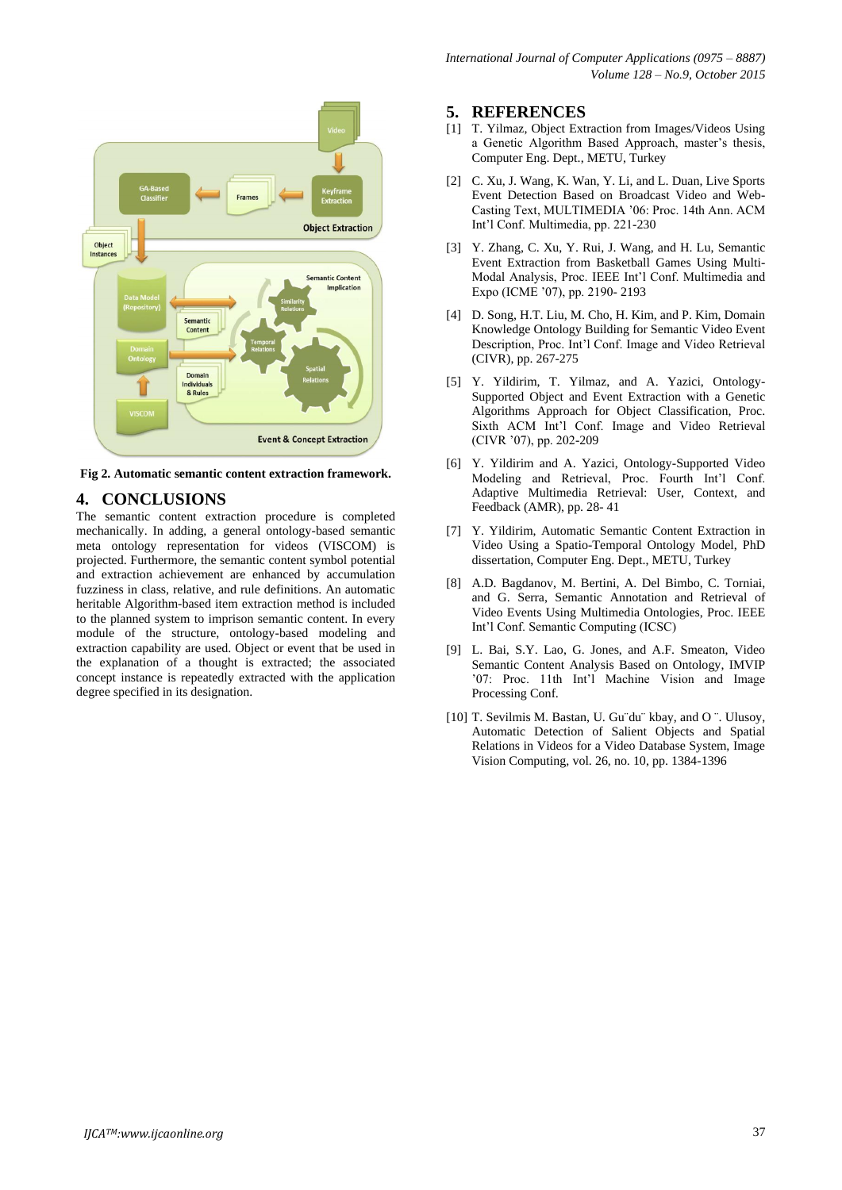Video

GA-Based Classifier

Frames

Keyframe Extraction

Object Extraction

Object Instances

Data Model (Repository)

Semantic Content Implication

Similarity Relations

Semantic Content

Temporal Relations

Domain Ontology

Domain Individuals & Rules

Spatial Relations

VISCOM

Event & Concept Extraction

**Fig 2. Automatic semantic content extraction framework.**

## 4. CONCLUSIONS

The semantic content extraction procedure is completed mechanically. In adding, a general ontology-based semantic meta ontology representation for videos (VISCOM) is projected. Furthermore, the semantic content symbol potential and extraction achievement are enhanced by accumulation fuzziness in class, relative, and rule definitions. An automatic heritable Algorithm-based item extraction method is included to the planned system to imprison semantic content. In every module of the structure, ontology-based modeling and extraction capability are used. Object or event that be used in the explanation of a thought is extracted; the associated concept instance is repeatedly extracted with the application degree specified in its designation.

## 5. REFERENCES

[1] T. Yilmaz, Object Extraction from Images/Videos Using a Genetic Algorithm Based Approach, master's thesis, Computer Eng. Dept., METU, Turkey

[2] C. Xu, J. Wang, K. Wan, Y. Li, and L. Duan, Live Sports Event Detection Based on Broadcast Video and Web-Casting Text, MULTIMEDIA '06: Proc. 14th Ann. ACM Int'l Conf. Multimedia, pp. 221-230

[3] Y. Zhang, C. Xu, Y. Rui, J. Wang, and H. Lu, Semantic Event Extraction from Basketball Games Using Multi-Modal Analysis, Proc. IEEE Int'l Conf. Multimedia and Expo (ICME '07), pp. 2190- 2193

[4] D. Song, H.T. Liu, M. Cho, H. Kim, and P. Kim, Domain Knowledge Ontology Building for Semantic Video Event Description, Proc. Int'l Conf. Image and Video Retrieval (CIVR), pp. 267-275

[5] Y. Yildirim, T. Yilmaz, and A. Yazici, Ontology-Supported Object and Event Extraction with a Genetic Algorithms Approach for Object Classification, Proc. Sixth ACM Int'l Conf. Image and Video Retrieval (CIVR '07), pp. 202-209

[6] Y. Yildirim and A. Yazici, Ontology-Supported Video Modeling and Retrieval, Proc. Fourth Int'l Conf. Adaptive Multimedia Retrieval: User, Context, and Feedback (AMR), pp. 28- 41

[7] Y. Yildirim, Automatic Semantic Content Extraction in Video Using a Spatio-Temporal Ontology Model, PhD dissertation, Computer Eng. Dept., METU, Turkey

[8] A.D. Bagdanov, M. Bertini, A. Del Bimbo, C. Torniai, and G. Serra, Semantic Annotation and Retrieval of Video Events Using Multimedia Ontologies, Proc. IEEE Int'l Conf. Semantic Computing (ICSC)

[9] L. Bai, S.Y. Lao, G. Jones, and A.F. Smeaton, Video Semantic Content Analysis Based on Ontology, IMVIP '07: Proc. 11th Int'l Machine Vision and Image Processing Conf.

[10] T. Sevilmis M. Bastan, U. Gu¨du¨ kbay, and O ¨. Ulusoy, Automatic Detection of Salient Objects and Spatial Relations in Videos for a Video Database System, Image Vision Computing, vol. 26, no. 10, pp. 1384-1396